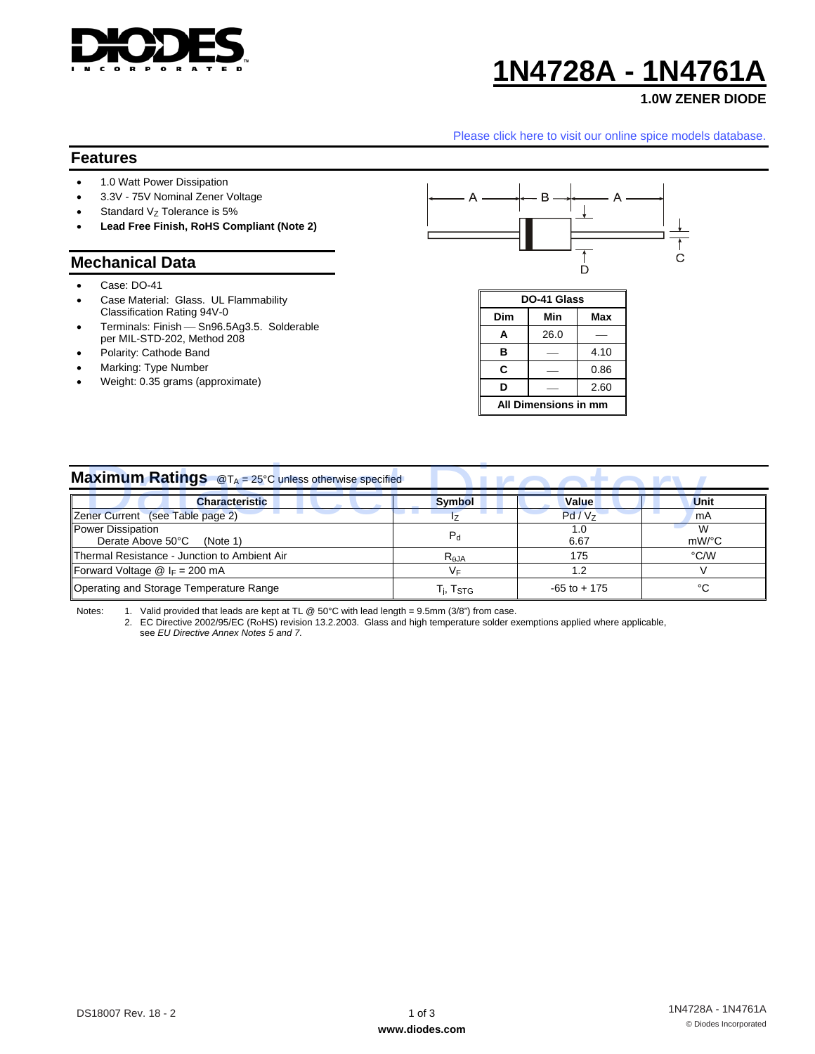# 1N4728A - 1N4761A

**1.0W ZENER DIODE**

Please click here to visit our online spice models database.

## Features

- 1.0 Watt Power Dissipation
- 3.3V - 75V Nominal Zener Voltage
- Standard $V_Z$ Tolerance is 5%
- **Lead Free Finish, RoHS Compliant (Note 2)**

## Mechanical Data

- Case: DO-41
- Case Material: Glass. UL Flammability Classification Rating 94V-0
- Terminals: Finish — Sn96.5Ag3.5. Solderable per MIL-STD-202, Method 208
- Polarity: Cathode Band
- Marking: Type Number
- Weight: 0.35 grams (approximate)

| DO-41 Glass | | |
|---|---|---|
| **Dim** | **Min** | **Max** |
| **A** | 26.0 | — |
| **B** | — | 4.10 |
| **C** | — | 0.86 |
| **D** | — | 2.60 |
| **All Dimensions in mm** | | |

## Maximum Ratings @$T_A$ = 25°C unless otherwise specified

| Characteristic | Symbol | Value | Unit |
|---|---|---|---|
| Zener Current (see Table page 2) | $I_Z$ | $P_d$ / $V_Z$ | mA |
| Power Dissipation<br>Derate Above 50°C (Note 1) | $P_d$ | 1.0<br>6.67 | W<br>mW/°C |
| Thermal Resistance - Junction to Ambient Air | $R_{\theta JA}$ | 175 | °C/W |
| Forward Voltage @ $I_F$ = 200 mA | $V_F$ | 1.2 | V |
| Operating and Storage Temperature Range | $T_j$, $T_{STG}$ | -65 to + 175 | °C |

Notes:
1. Valid provided that leads are kept at TL @ 50°C with lead length = 9.5mm (3/8") from case.
2. EC Directive 2002/95/EC (RoHS) revision 13.2.2003. Glass and high temperature solder exemptions applied where applicable, see *EU Directive Annex Notes 5 and 7.*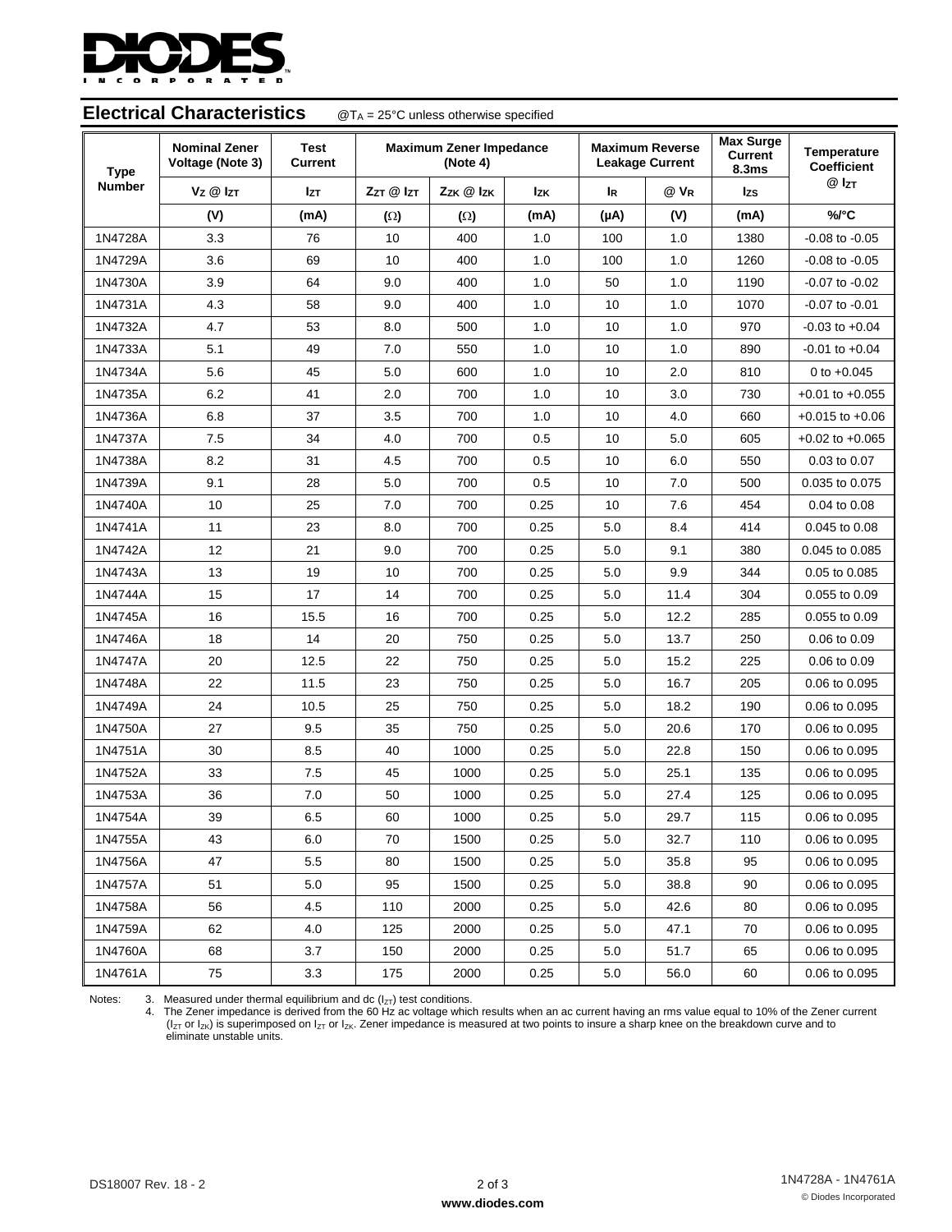## Electrical Characteristics

@$T_A$ = 25°C unless otherwise specified

| Type Number | Nominal Zener Voltage (Note 3) | Test Current | Maximum Zener Impedance (Note 4) | | | Maximum Reverse Leakage Current | | Max Surge Current 8.3ms | Temperature Coefficient @ $I_{ZT}$ |
|---|---|---|---|---|---|---|---|---|---|
| | $V_Z$ @ $I_{ZT}$ | $I_{ZT}$ | $Z_{ZT}$ @ $I_{ZT}$ | $Z_{ZK}$ @ $I_{ZK}$ | $I_{ZK}$ | $I_R$ | @ $V_R$ | $I_{ZS}$ | |
| | (V) | (mA) | (Ω) | (Ω) | (mA) | (µA) | (V) | (mA) | %/°C |
| 1N4728A | 3.3 | 76 | 10 | 400 | 1.0 | 100 | 1.0 | 1380 | -0.08 to -0.05 |
| 1N4729A | 3.6 | 69 | 10 | 400 | 1.0 | 100 | 1.0 | 1260 | -0.08 to -0.05 |
| 1N4730A | 3.9 | 64 | 9.0 | 400 | 1.0 | 50 | 1.0 | 1190 | -0.07 to -0.02 |
| 1N4731A | 4.3 | 58 | 9.0 | 400 | 1.0 | 10 | 1.0 | 1070 | -0.07 to -0.01 |
| 1N4732A | 4.7 | 53 | 8.0 | 500 | 1.0 | 10 | 1.0 | 970 | -0.03 to +0.04 |
| 1N4733A | 5.1 | 49 | 7.0 | 550 | 1.0 | 10 | 1.0 | 890 | -0.01 to +0.04 |
| 1N4734A | 5.6 | 45 | 5.0 | 600 | 1.0 | 10 | 2.0 | 810 | 0 to +0.045 |
| 1N4735A | 6.2 | 41 | 2.0 | 700 | 1.0 | 10 | 3.0 | 730 | +0.01 to +0.055 |
| 1N4736A | 6.8 | 37 | 3.5 | 700 | 1.0 | 10 | 4.0 | 660 | +0.015 to +0.06 |
| 1N4737A | 7.5 | 34 | 4.0 | 700 | 0.5 | 10 | 5.0 | 605 | +0.02 to +0.065 |
| 1N4738A | 8.2 | 31 | 4.5 | 700 | 0.5 | 10 | 6.0 | 550 | 0.03 to 0.07 |
| 1N4739A | 9.1 | 28 | 5.0 | 700 | 0.5 | 10 | 7.0 | 500 | 0.035 to 0.075 |
| 1N4740A | 10 | 25 | 7.0 | 700 | 0.25 | 10 | 7.6 | 454 | 0.04 to 0.08 |
| 1N4741A | 11 | 23 | 8.0 | 700 | 0.25 | 5.0 | 8.4 | 414 | 0.045 to 0.08 |
| 1N4742A | 12 | 21 | 9.0 | 700 | 0.25 | 5.0 | 9.1 | 380 | 0.045 to 0.085 |
| 1N4743A | 13 | 19 | 10 | 700 | 0.25 | 5.0 | 9.9 | 344 | 0.05 to 0.085 |
| 1N4744A | 15 | 17 | 14 | 700 | 0.25 | 5.0 | 11.4 | 304 | 0.055 to 0.09 |
| 1N4745A | 16 | 15.5 | 16 | 700 | 0.25 | 5.0 | 12.2 | 285 | 0.055 to 0.09 |
| 1N4746A | 18 | 14 | 20 | 750 | 0.25 | 5.0 | 13.7 | 250 | 0.06 to 0.09 |
| 1N4747A | 20 | 12.5 | 22 | 750 | 0.25 | 5.0 | 15.2 | 225 | 0.06 to 0.09 |
| 1N4748A | 22 | 11.5 | 23 | 750 | 0.25 | 5.0 | 16.7 | 205 | 0.06 to 0.095 |
| 1N4749A | 24 | 10.5 | 25 | 750 | 0.25 | 5.0 | 18.2 | 190 | 0.06 to 0.095 |
| 1N4750A | 27 | 9.5 | 35 | 750 | 0.25 | 5.0 | 20.6 | 170 | 0.06 to 0.095 |
| 1N4751A | 30 | 8.5 | 40 | 1000 | 0.25 | 5.0 | 22.8 | 150 | 0.06 to 0.095 |
| 1N4752A | 33 | 7.5 | 45 | 1000 | 0.25 | 5.0 | 25.1 | 135 | 0.06 to 0.095 |
| 1N4753A | 36 | 7.0 | 50 | 1000 | 0.25 | 5.0 | 27.4 | 125 | 0.06 to 0.095 |
| 1N4754A | 39 | 6.5 | 60 | 1000 | 0.25 | 5.0 | 29.7 | 115 | 0.06 to 0.095 |
| 1N4755A | 43 | 6.0 | 70 | 1500 | 0.25 | 5.0 | 32.7 | 110 | 0.06 to 0.095 |
| 1N4756A | 47 | 5.5 | 80 | 1500 | 0.25 | 5.0 | 35.8 | 95 | 0.06 to 0.095 |
| 1N4757A | 51 | 5.0 | 95 | 1500 | 0.25 | 5.0 | 38.8 | 90 | 0.06 to 0.095 |
| 1N4758A | 56 | 4.5 | 110 | 2000 | 0.25 | 5.0 | 42.6 | 80 | 0.06 to 0.095 |
| 1N4759A | 62 | 4.0 | 125 | 2000 | 0.25 | 5.0 | 47.1 | 70 | 0.06 to 0.095 |
| 1N4760A | 68 | 3.7 | 150 | 2000 | 0.25 | 5.0 | 51.7 | 65 | 0.06 to 0.095 |
| 1N4761A | 75 | 3.3 | 175 | 2000 | 0.25 | 5.0 | 56.0 | 60 | 0.06 to 0.095 |

Notes:
3. Measured under thermal equilibrium and dc ($I_{ZT}$) test conditions.
4. The Zener impedance is derived from the 60 Hz ac voltage which results when an ac current having an rms value equal to 10% of the Zener current ($I_{ZT}$ or $I_{ZK}$) is superimposed on $I_{ZT}$ or $I_{ZK}$. Zener impedance is measured at two points to insure a sharp knee on the breakdown curve and to eliminate unstable units.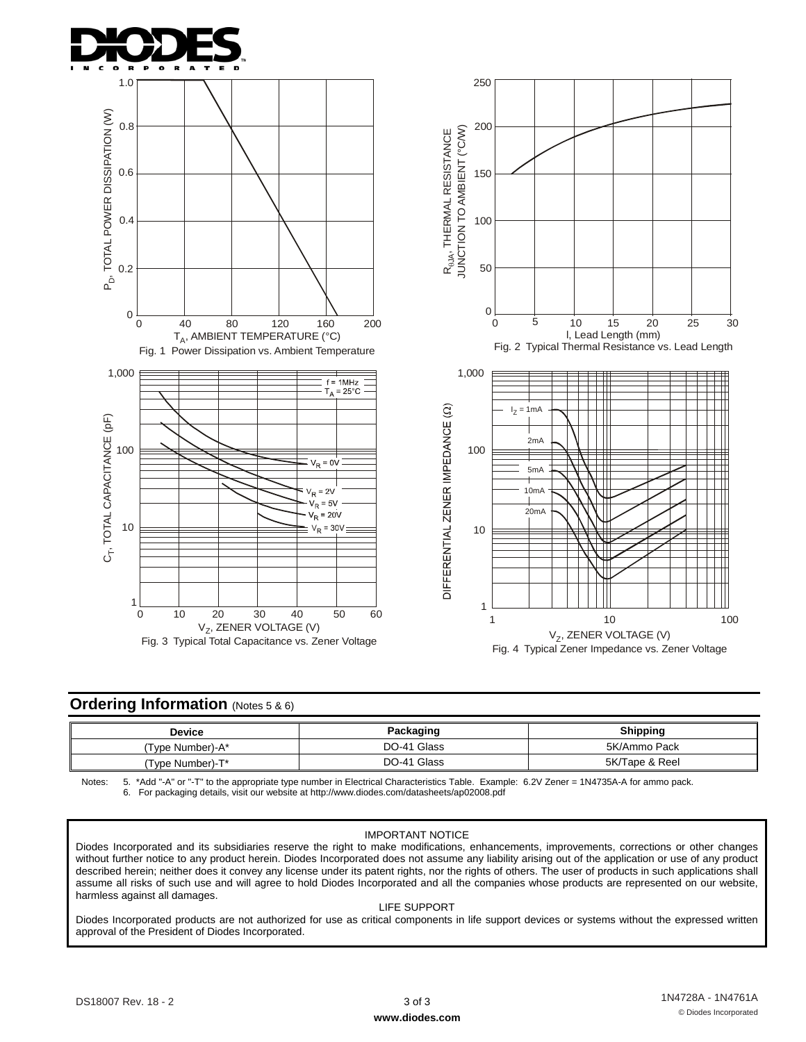1.0
0.8
0.6
0.4
0.2
0

$P_D$, TOTAL POWER DISSIPATION (W)

0 40 80 120 160 200

$T_A$, AMBIENT TEMPERATURE (°C)

Fig. 1 Power Dissipation vs. Ambient Temperature

250
200
150
100
50
0

$R_{\theta JA}$, THERMAL RESISTANCE JUNCTION TO AMBIENT (°C/W)

0 5 10 15 20 25 30

l, Lead Length (mm)

Fig. 2 Typical Thermal Resistance vs. Lead Length

1,000
100
10
1

$C_T$, TOTAL CAPACITANCE (pF)

f = 1MHz
$T_A$ = 25°C

$V_R$ = 0V
$V_R$ = 2V
$V_R$ = 5V
$V_R$ = 20V
$V_R$ = 30V

0 10 20 30 40 50 60

$V_Z$, ZENER VOLTAGE (V)

Fig. 3 Typical Total Capacitance vs. Zener Voltage

1,000
100
10
1

DIFFERENTIAL ZENER IMPEDANCE (Ω)

$I_Z$ = 1mA
2mA
5mA
10mA
20mA

1 10 100

$V_Z$, ZENER VOLTAGE (V)

Fig. 4 Typical Zener Impedance vs. Zener Voltage

## Ordering Information (Notes 5 & 6)

| Device | Packaging | Shipping |
|---|---|---|
| (Type Number)-A* | DO-41 Glass | 5K/Ammo Pack |
| (Type Number)-T* | DO-41 Glass | 5K/Tape & Reel |

Notes: 5. *Add "-A" or "-T" to the appropriate type number in Electrical Characteristics Table. Example: 6.2V Zener = 1N4735A-A for ammo pack.
6. For packaging details, visit our website at http://www.diodes.com/datasheets/ap02008.pdf

IMPORTANT NOTICE

Diodes Incorporated and its subsidiaries reserve the right to make modifications, enhancements, improvements, corrections or other changes without further notice to any product herein. Diodes Incorporated does not assume any liability arising out of the application or use of any product described herein; neither does it convey any license under its patent rights, nor the rights of others. The user of products in such applications shall assume all risks of such use and will agree to hold Diodes Incorporated and all the companies whose products are represented on our website, harmless against all damages.

LIFE SUPPORT

Diodes Incorporated products are not authorized for use as critical components in life support devices or systems without the expressed written approval of the President of Diodes Incorporated.